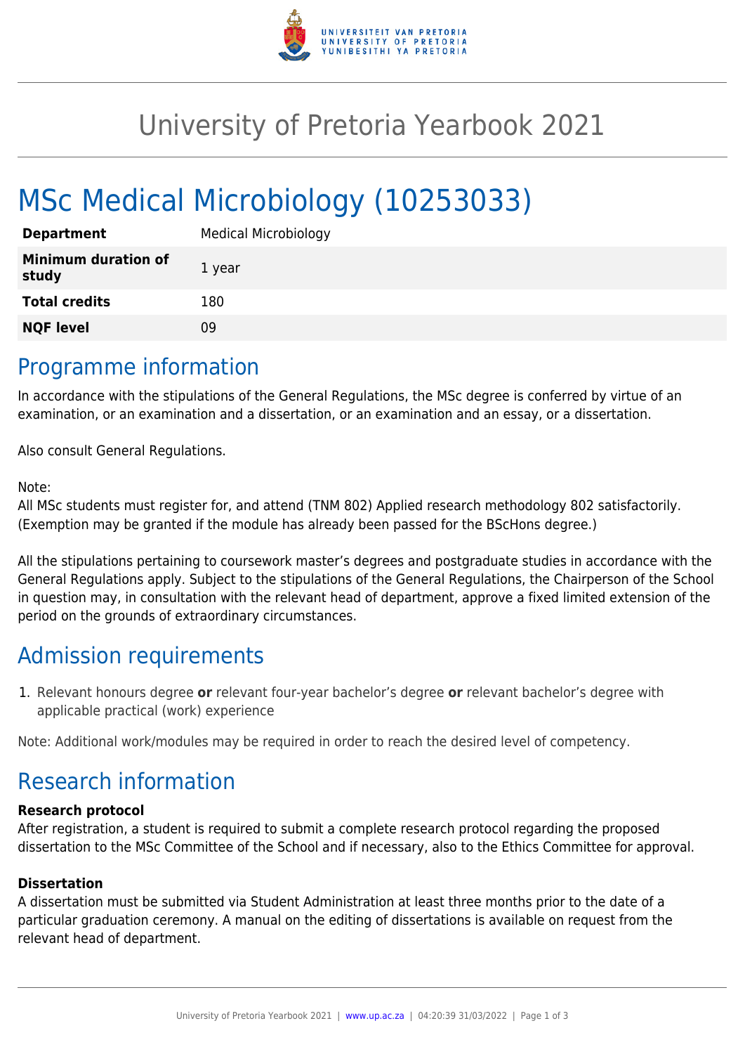# University of Pretoria Yearbook 2021

# MSc Medical Microbiology (10253033)

| | |
|---|---|
| **Department** | Medical Microbiology |
| **Minimum duration of study** | 1 year |
| **Total credits** | 180 |
| **NQF level** | 09 |

## Programme information

In accordance with the stipulations of the General Regulations, the MSc degree is conferred by virtue of an examination, or an examination and a dissertation, or an examination and an essay, or a dissertation.

Also consult General Regulations.

Note:
All MSc students must register for, and attend (TNM 802) Applied research methodology 802 satisfactorily. (Exemption may be granted if the module has already been passed for the BScHons degree.)

All the stipulations pertaining to coursework master's degrees and postgraduate studies in accordance with the General Regulations apply. Subject to the stipulations of the General Regulations, the Chairperson of the School in question may, in consultation with the relevant head of department, approve a fixed limited extension of the period on the grounds of extraordinary circumstances.

## Admission requirements

1. Relevant honours degree **or** relevant four-year bachelor's degree **or** relevant bachelor's degree with applicable practical (work) experience

Note: Additional work/modules may be required in order to reach the desired level of competency.

## Research information

**Research protocol**
After registration, a student is required to submit a complete research protocol regarding the proposed dissertation to the MSc Committee of the School and if necessary, also to the Ethics Committee for approval.

**Dissertation**
A dissertation must be submitted via Student Administration at least three months prior to the date of a particular graduation ceremony. A manual on the editing of dissertations is available on request from the relevant head of department.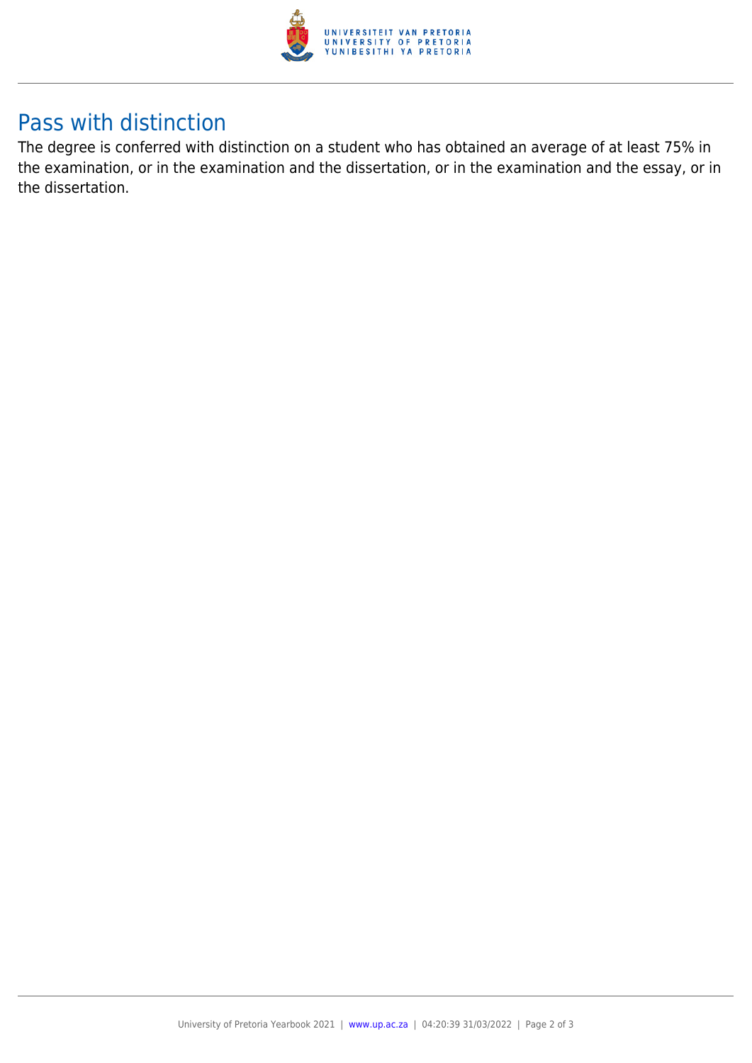## Pass with distinction

The degree is conferred with distinction on a student who has obtained an average of at least 75% in the examination, or in the examination and the dissertation, or in the examination and the essay, or in the dissertation.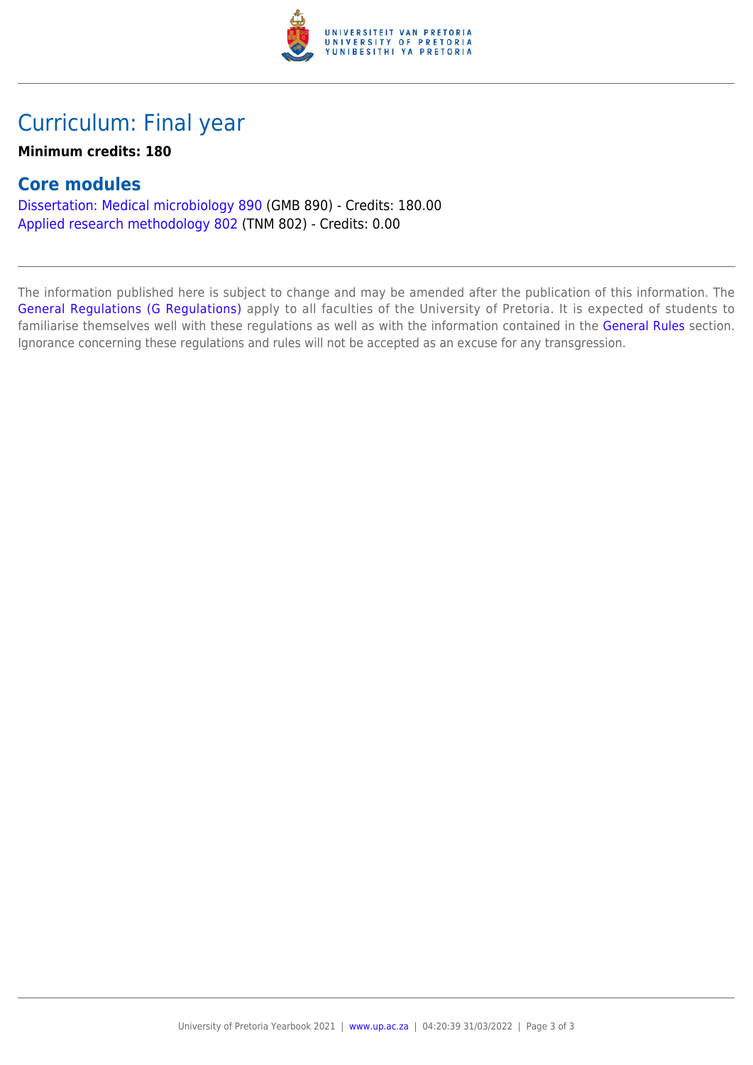# Curriculum: Final year

**Minimum credits: 180**

## Core modules

Dissertation: Medical microbiology 890 (GMB 890) - Credits: 180.00
Applied research methodology 802 (TNM 802) - Credits: 0.00

The information published here is subject to change and may be amended after the publication of this information. The General Regulations (G Regulations) apply to all faculties of the University of Pretoria. It is expected of students to familiarise themselves well with these regulations as well as with the information contained in the General Rules section. Ignorance concerning these regulations and rules will not be accepted as an excuse for any transgression.